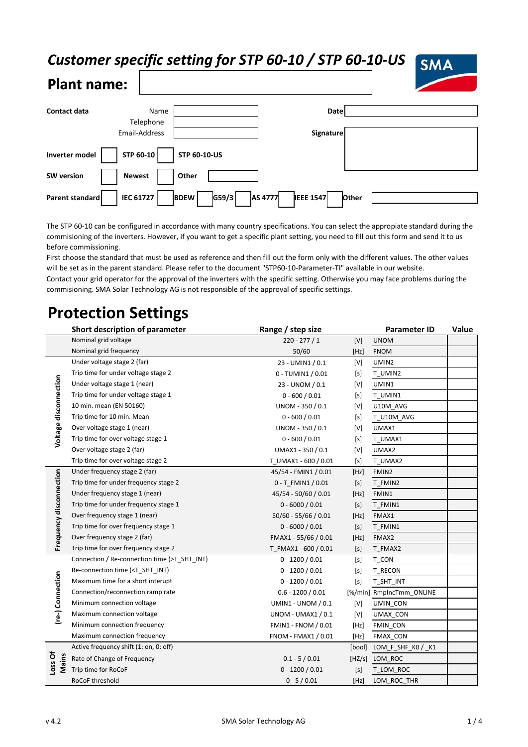# *Customer specific setting for STP 60-10 / STP 60-10-US*

## Plant name:

| **Contact data** | Name | | Date | |
|---|---|---|---|---|
| | Telephone | | | |
| | Email-Address | | Signature | |

**Inverter model** ☐ **STP 60-10** ☐ **STP 60-10-US**

**SW version** ☐ **Newest** ☐ **Other**

**Parent standard** ☐ **IEC 61727** ☐ **BDEW** ☐ **G59/3** ☐ **AS 4777** ☐ **IEEE 1547** ☐ **Other**

The STP 60-10 can be configured in accordance with many country specifications. You can select the appropiate standard during the commisioning of the inverters. However, if you want to get a specific plant setting, you need to fill out this form and send it to us before commissioning.
First choose the standard that must be used as reference and then fill out the form only with the different values. The other values will be set as in the parent standard. Please refer to the document "STP60-10-Parameter-TI" available in our website.
Contact your grid operator for the approval of the inverters with the specific setting. Otherwise you may face problems during the commisioning. SMA Solar Technology AG is not responsible of the approval of specific settings.

# Protection Settings

| | Short description of parameter | Range / step size | | Parameter ID | Value |
|---|---|---|---|---|---|
| | Nominal grid voltage | 220 - 277 / 1 | [V] | UNOM | |
| | Nominal grid frequency | 50/60 | [Hz] | FNOM | |
| Voltage disconnection | Under voltage stage 2 (far) | 23 - UMIN1 / 0.1 | [V] | UMIN2 | |
| | Trip time for under voltage stage 2 | 0 - TUMIN1 / 0.01 | [s] | T_UMIN2 | |
| | Under voltage stage 1 (near) | 23 - UNOM / 0.1 | [V] | UMIN1 | |
| | Trip time for under voltage stage 1 | 0 - 600 / 0.01 | [s] | T_UMIN1 | |
| | 10 min. mean (EN 50160) | UNOM - 350 / 0.1 | [V] | U10M_AVG | |
| | Trip time for 10 min. Mean | 0 - 600 / 0.01 | [s] | T_U10M_AVG | |
| | Over voltage stage 1 (near) | UNOM - 350 / 0.1 | [V] | UMAX1 | |
| | Trip time for over voltage stage 1 | 0 - 600 / 0.01 | [s] | T_UMAX1 | |
| | Over voltage stage 2 (far) | UMAX1 - 350 / 0.1 | [V] | UMAX2 | |
| | Trip time for over voltage stage 2 | T_UMAX1 - 600 / 0.01 | [s] | T_UMAX2 | |
| Frequency disconnection | Under frequency stage 2 (far) | 45/54 - FMIN1 / 0.01 | [Hz] | FMIN2 | |
| | Trip time for under frequency stage 2 | 0 - T_FMIN1 / 0.01 | [s] | T_FMIN2 | |
| | Under frequency stage 1 (near) | 45/54 - 50/60 / 0.01 | [Hz] | FMIN1 | |
| | Trip time for under frequency stage 1 | 0 - 6000 / 0.01 | [s] | T_FMIN1 | |
| | Over frequency stage 1 (near) | 50/60 - 55/66 / 0.01 | [Hz] | FMAX1 | |
| | Trip time for over frequency stage 1 | 0 - 6000 / 0.01 | [s] | T_FMIN1 | |
| | Over frequency stage 2 (far) | FMAX1 - 55/66 / 0.01 | [Hz] | FMAX2 | |
| | Trip time for over frequency stage 2 | T_FMAX1 - 600 / 0.01 | [s] | T_FMAX2 | |
| (re-) Connection | Connection / Re-connection time (>T_SHT_INT) | 0 - 1200 / 0.01 | [s] | T_CON | |
| | Re-connection time (<T_SHT_INT) | 0 - 1200 / 0.01 | [s] | T_RECON | |
| | Maximum time for a short interupt | 0 - 1200 / 0.01 | [s] | T_SHT_INT | |
| | Connection/reconnection ramp rate | 0.6 - 1200 / 0.01 | [%/min] | RmpIncTmm_ONLINE | |
| | Minimum connection voltage | UMIN1 - UNOM / 0.1 | [V] | UMIN_CON | |
| | Maximum connection voltage | UNOM - UMAX1 / 0.1 | [V] | UMAX_CON | |
| | Minimum connection frequency | FMIN1 - FNOM / 0.01 | [Hz] | FMIN_CON | |
| | Maximum connection frequency | FNOM - FMAX1 / 0.01 | [Hz] | FMAX_CON | |
| Loss Of Mains | Active frequency shift (1: on, 0: off) | | [bool] | LOM_F_SHF_K0 / _K1 | |
| | Rate of Change of Frequency | 0.1 - 5 / 0.01 | [HZ/s] | LOM_ROC | |
| | Trip time for RoCoF | 0 - 1200 / 0.01 | [s] | T_LOM_ROC | |
| | RoCoF threshold | 0 - 5 / 0.01 | [Hz] | LOM_ROC_THR | |

v 4.2 SMA Solar Technology AG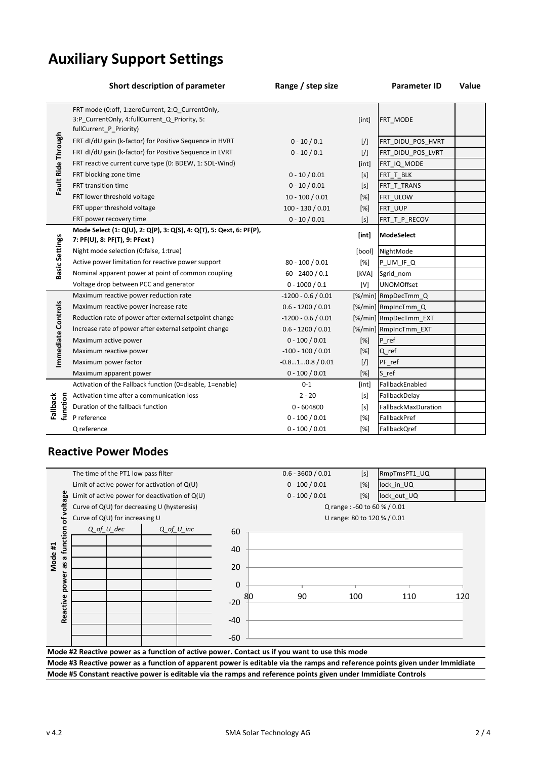# Auxiliary Support Settings

| | Short description of parameter | Range / step size | | Parameter ID | Value |
|---|---|---|---|---|---|
| Fault Ride Through | FRT mode (0:off, 1:zeroCurrent, 2:Q_CurrentOnly, 3:P_CurrentOnly, 4:fullCurrent_Q_Priority, 5: fullCurrent_P_Priority) | | [int] | FRT_MODE | |
| | FRT dI/dU gain (k-factor) for Positive Sequence in HVRT | 0 - 10 / 0.1 | [/] | FRT_DIDU_POS_HVRT | |
| | FRT dI/dU gain (k-factor) for Positive Sequence in LVRT | 0 - 10 / 0.1 | [/] | FRT_DIDU_POS_LVRT | |
| | FRT reactive current curve type (0: BDEW, 1: SDL-Wind) | | [int] | FRT_IQ_MODE | |
| | FRT blocking zone time | 0 - 10 / 0.01 | [s] | FRT_T_BLK | |
| | FRT transition time | 0 - 10 / 0.01 | [s] | FRT_T_TRANS | |
| | FRT lower threshold voltage | 10 - 100 / 0.01 | [%] | FRT_ULOW | |
| | FRT upper threshold voltage | 100 - 130 / 0.01 | [%] | FRT_UUP | |
| | FRT power recovery time | 0 - 10 / 0.01 | [s] | FRT_T_P_RECOV | |
| Basic Settings | **Mode Select (1: Q(U), 2: Q(P), 3: Q(S), 4: Q(T), 5: Qext, 6: PF(P), 7: PF(U), 8: PF(T), 9: PFext )** | | **[int]** | **ModeSelect** | |
| | Night mode selection (0:false, 1:true) | | [bool] | NightMode | |
| | Active power limitation for reactive power support | 80 - 100 / 0.01 | [%] | P_LIM_IF_Q | |
| | Nominal apparent power at point of common coupling | 60 - 2400 / 0.1 | [kVA] | Sgrid_nom | |
| | Voltage drop between PCC and generator | 0 - 1000 / 0.1 | [V] | UNOMOffset | |
| Immediate Controls | Maximum reactive power reduction rate | -1200 - 0.6 / 0.01 | [%/min] | RmpDecTmm_Q | |
| | Maximum reactive power increase rate | 0.6 - 1200 / 0.01 | [%/min] | RmpIncTmm_Q | |
| | Reduction rate of power after external setpoint change | -1200 - 0.6 / 0.01 | [%/min] | RmpDecTmm_EXT | |
| | Increase rate of power after external setpoint change | 0.6 - 1200 / 0.01 | [%/min] | RmpIncTmm_EXT | |
| | Maximum active power | 0 - 100 / 0.01 | [%] | P_ref | |
| | Maximum reactive power | -100 - 100 / 0.01 | [%] | Q_ref | |
| | Maximum power factor | -0.8…1…0.8 / 0.01 | [/] | PF_ref | |
| | Maximum apparent power | 0 - 100 / 0.01 | [%] | S_ref | |
| Fallback function | Activation of the Fallback function (0=disable, 1=enable) | 0-1 | [int] | FallbackEnabled | |
| | Activation time after a communication loss | 2 - 20 | [s] | FallbackDelay | |
| | Duration of the fallback function | 0 - 604800 | [s] | FallbackMaxDuration | |
| | P reference | 0 - 100 / 0.01 | [%] | FallbackPref | |
| | Q reference | 0 - 100 / 0.01 | [%] | FallbackQref | |

# Reactive Power Modes

| | Description | Range / step size | | Parameter ID | Value |
|---|---|---|---|---|---|
| Mode #1 Reactive power as a function of voltage | The time of the PT1 low pass filter | 0.6 - 3600 / 0.01 | [s] | RmpTmsPT1_UQ | |
| | Limit of active power for activation of Q(U) | 0 - 100 / 0.01 | [%] | lock_in_UQ | |
| | Limit of active power for deactivation of Q(U) | 0 - 100 / 0.01 | [%] | lock_out_UQ | |
| | Curve of Q(U) for decreasing U (hysteresis) | Q range : -60 to 60 % / 0.01 | | | |
| | Curve of Q(U) for increasing U | U range: 80 to 120 % / 0.01 | | | |

| Q_of_U_dec | | Q_of_U_inc | |
|---|---|---|---|
| | | | |
| | | | |
| | | | |
| | | | |
| | | | |
| | | | |
| | | | |
| | | | |

(Chart: y-axis -60 to 60; x-axis 80 to 120)

**Mode #2 Reactive power as a function of active power. Contact us if you want to use this mode**

**Mode #3 Reactive power as a function of apparent power is editable via the ramps and reference points given under Immidiate**

**Mode #5 Constant reactive power is editable via the ramps and reference points given under Immidiate Controls**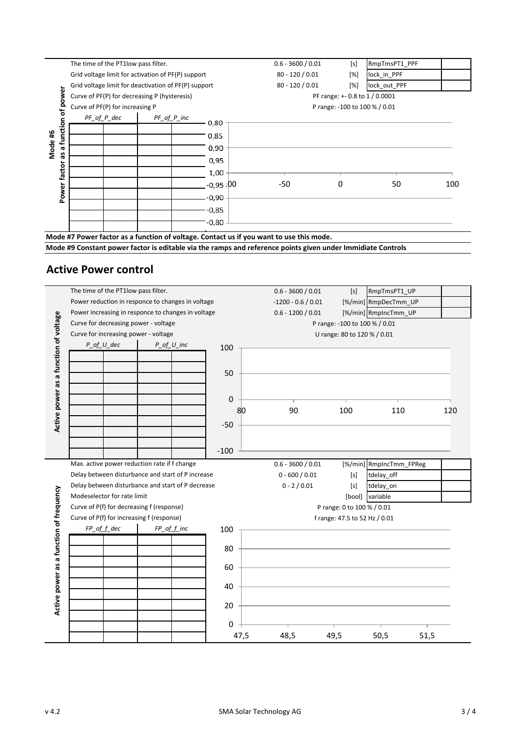**Mode #6 Power factor as a function of power**

| Parameter | Range / Resolution | Unit | Variable | Value |
|---|---|---|---|---|
| The time of the PT1low pass filter. | 0.6 - 3600 / 0.01 | [s] | RmpTmsPT1_PPF | |
| Grid voltage limit for activation of PF(P) support | 80 - 120 / 0.01 | [%] | lock_in_PPF | |
| Grid voltage limit for deactivation of PF(P) support | 80 - 120 / 0.01 | [%] | lock_out_PPF | |
| Curve of PF(P) for decreasing P (hysteresis) | PF range: +- 0.8 to 1 / 0.0001 | | | |
| Curve of PF(P) for increasing P | P range: -100 to 100 % / 0.01 | | | |

| PF_of_P_dec | | PF_of_P_inc | |
|---|---|---|---|
| | | | |
| | | | |
| | | | |
| | | | |
| | | | |
| | | | |
| | | | |
| | | | |
| | | | |
| | | | |

Chart: y-axis 0,80 / 0,85 / 0,90 / 0,95 / 1,00 / -0,95 / -0,90 / -0,85 / -0,80; x-axis -100 / -50 / 0 / 50 / 100

**Mode #7 Power factor as a function of voltage. Contact us if you want to use this mode.**

**Mode #9 Constant power factor is editable via the ramps and reference points given under Immidiate Controls**

## Active Power control

**Active power as a function of voltage**

| Parameter | Range / Resolution | Unit | Variable | Value |
|---|---|---|---|---|
| The time of the PT1low pass filter. | 0.6 - 3600 / 0.01 | [s] | RmpTmsPT1_UP | |
| Power reduction in responce to changes in voltage | -1200 - 0.6 / 0.01 | [%/min] | RmpDecTmm_UP | |
| Power increasing in responce to changes in voltage | 0.6 - 1200 / 0.01 | [%/min] | RmpIncTmm_UP | |
| Curve for decreasing power - voltage | P range: -100 to 100 % / 0.01 | | | |
| Curve for increasing power - voltage | U range: 80 to 120 % / 0.01 | | | |

| P_of_U_dec | | P_of_U_inc | |
|---|---|---|---|
| | | | |
| | | | |
| | | | |
| | | | |
| | | | |
| | | | |
| | | | |
| | | | |
| | | | |
| | | | |

Chart: y-axis 100 / 50 / 0 / -50 / -100; x-axis 80 / 90 / 100 / 110 / 120

**Active power as a function of frequency**

| Parameter | Range / Resolution | Unit | Variable | Value |
|---|---|---|---|---|
| Max. active power reduction rate if f change | 0.6 - 3600 / 0.01 | [%/min] | RmpIncTmm_FPReg | |
| Delay between disturbance and start of P increase | 0 - 600 / 0.01 | [s] | tdelay_off | |
| Delay between disturbance and start of P decrease | 0 - 2 / 0.01 | [s] | tdelay_on | |
| Modeselector for rate limit | | [bool] | variable | |
| Curve of P(f) for decreasing f (response) | P range: 0 to 100 % / 0.01 | | | |
| Curve of P(f) for increasing f (response) | f range: 47.5 to 52 Hz / 0.01 | | | |

| FP_of_f_dec | | FP_of_f_inc | |
|---|---|---|---|
| | | | |
| | | | |
| | | | |
| | | | |
| | | | |
| | | | |
| | | | |
| | | | |
| | | | |
| | | | |

Chart: y-axis 100 / 80 / 60 / 40 / 20 / 0; x-axis 47,5 / 48,5 / 49,5 / 50,5 / 51,5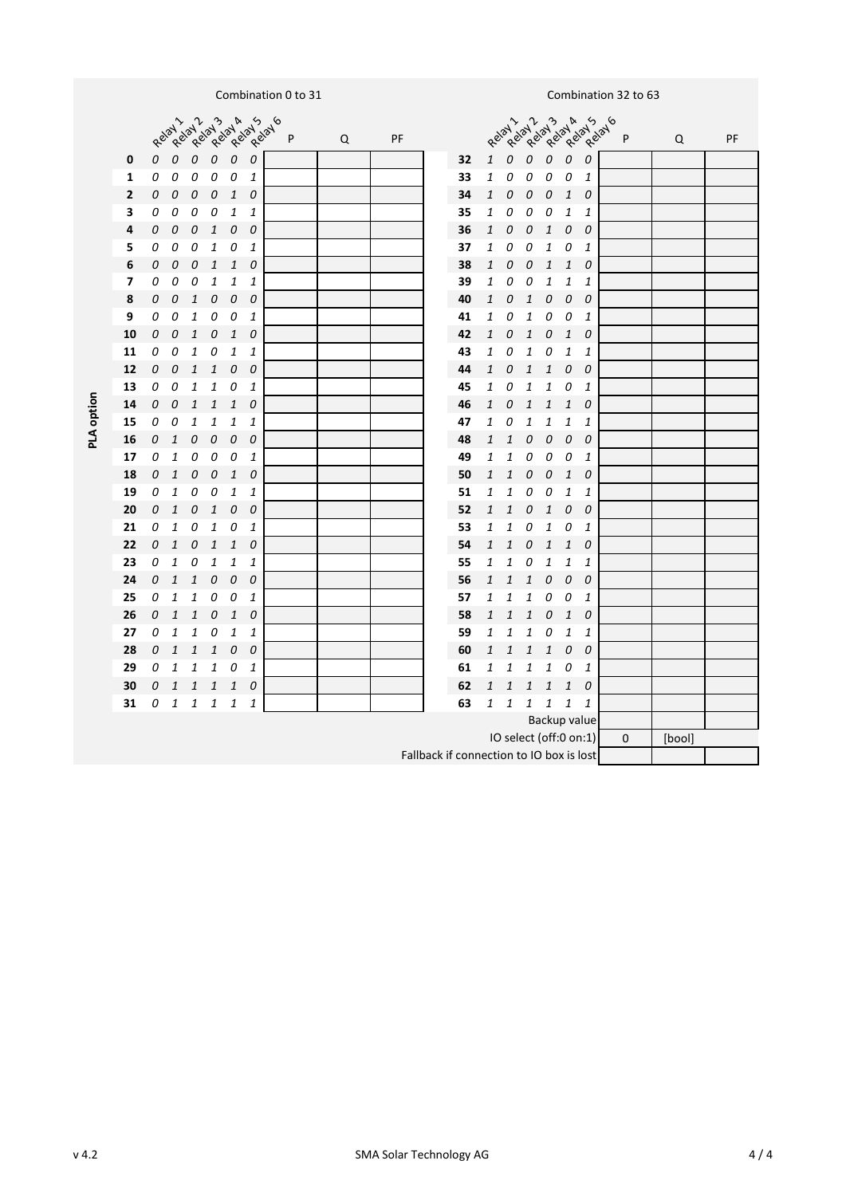PLA option

| | Relay 1 | Relay 2 | Relay 3 | Relay 4 | Relay 5 | Relay 6 | P | Q | PF |
|---|---|---|---|---|---|---|---|---|---|
| Combination 0 to 31 | | | | | | | | | |
| **0** | 0 | 0 | 0 | 0 | 0 | 0 | | | |
| **1** | 0 | 0 | 0 | 0 | 0 | 1 | | | |
| **2** | 0 | 0 | 0 | 0 | 1 | 0 | | | |
| **3** | 0 | 0 | 0 | 0 | 1 | 1 | | | |
| **4** | 0 | 0 | 0 | 1 | 0 | 0 | | | |
| **5** | 0 | 0 | 0 | 1 | 0 | 1 | | | |
| **6** | 0 | 0 | 0 | 1 | 1 | 0 | | | |
| **7** | 0 | 0 | 0 | 1 | 1 | 1 | | | |
| **8** | 0 | 0 | 1 | 0 | 0 | 0 | | | |
| **9** | 0 | 0 | 1 | 0 | 0 | 1 | | | |
| **10** | 0 | 0 | 1 | 0 | 1 | 0 | | | |
| **11** | 0 | 0 | 1 | 0 | 1 | 1 | | | |
| **12** | 0 | 0 | 1 | 1 | 0 | 0 | | | |
| **13** | 0 | 0 | 1 | 1 | 0 | 1 | | | |
| **14** | 0 | 0 | 1 | 1 | 1 | 0 | | | |
| **15** | 0 | 0 | 1 | 1 | 1 | 1 | | | |
| **16** | 0 | 1 | 0 | 0 | 0 | 0 | | | |
| **17** | 0 | 1 | 0 | 0 | 0 | 1 | | | |
| **18** | 0 | 1 | 0 | 0 | 1 | 0 | | | |
| **19** | 0 | 1 | 0 | 0 | 1 | 1 | | | |
| **20** | 0 | 1 | 0 | 1 | 0 | 0 | | | |
| **21** | 0 | 1 | 0 | 1 | 0 | 1 | | | |
| **22** | 0 | 1 | 0 | 1 | 1 | 0 | | | |
| **23** | 0 | 1 | 0 | 1 | 1 | 1 | | | |
| **24** | 0 | 1 | 1 | 0 | 0 | 0 | | | |
| **25** | 0 | 1 | 1 | 0 | 0 | 1 | | | |
| **26** | 0 | 1 | 1 | 0 | 1 | 0 | | | |
| **27** | 0 | 1 | 1 | 0 | 1 | 1 | | | |
| **28** | 0 | 1 | 1 | 1 | 0 | 0 | | | |
| **29** | 0 | 1 | 1 | 1 | 0 | 1 | | | |
| **30** | 0 | 1 | 1 | 1 | 1 | 0 | | | |
| **31** | 0 | 1 | 1 | 1 | 1 | 1 | | | |

| | Relay 1 | Relay 2 | Relay 3 | Relay 4 | Relay 5 | Relay 6 | P | Q | PF |
|---|---|---|---|---|---|---|---|---|---|
| Combination 32 to 63 | | | | | | | | | |
| **32** | 1 | 0 | 0 | 0 | 0 | 0 | | | |
| **33** | 1 | 0 | 0 | 0 | 0 | 1 | | | |
| **34** | 1 | 0 | 0 | 0 | 1 | 0 | | | |
| **35** | 1 | 0 | 0 | 0 | 1 | 1 | | | |
| **36** | 1 | 0 | 0 | 1 | 0 | 0 | | | |
| **37** | 1 | 0 | 0 | 1 | 0 | 1 | | | |
| **38** | 1 | 0 | 0 | 1 | 1 | 0 | | | |
| **39** | 1 | 0 | 0 | 1 | 1 | 1 | | | |
| **40** | 1 | 0 | 1 | 0 | 0 | 0 | | | |
| **41** | 1 | 0 | 1 | 0 | 0 | 1 | | | |
| **42** | 1 | 0 | 1 | 0 | 1 | 0 | | | |
| **43** | 1 | 0 | 1 | 0 | 1 | 1 | | | |
| **44** | 1 | 0 | 1 | 1 | 0 | 0 | | | |
| **45** | 1 | 0 | 1 | 1 | 0 | 1 | | | |
| **46** | 1 | 0 | 1 | 1 | 1 | 0 | | | |
| **47** | 1 | 0 | 1 | 1 | 1 | 1 | | | |
| **48** | 1 | 1 | 0 | 0 | 0 | 0 | | | |
| **49** | 1 | 1 | 0 | 0 | 0 | 1 | | | |
| **50** | 1 | 1 | 0 | 0 | 1 | 0 | | | |
| **51** | 1 | 1 | 0 | 0 | 1 | 1 | | | |
| **52** | 1 | 1 | 0 | 1 | 0 | 0 | | | |
| **53** | 1 | 1 | 0 | 1 | 0 | 1 | | | |
| **54** | 1 | 1 | 0 | 1 | 1 | 0 | | | |
| **55** | 1 | 1 | 0 | 1 | 1 | 1 | | | |
| **56** | 1 | 1 | 1 | 0 | 0 | 0 | | | |
| **57** | 1 | 1 | 1 | 0 | 0 | 1 | | | |
| **58** | 1 | 1 | 1 | 0 | 1 | 0 | | | |
| **59** | 1 | 1 | 1 | 0 | 1 | 1 | | | |
| **60** | 1 | 1 | 1 | 1 | 0 | 0 | | | |
| **61** | 1 | 1 | 1 | 1 | 0 | 1 | | | |
| **62** | 1 | 1 | 1 | 1 | 1 | 0 | | | |
| **63** | 1 | 1 | 1 | 1 | 1 | 1 | | | |
| Backup value | | | | | | | | | |
| IO select (off:0 on:1) | | | | | | | 0 | [bool] | |
| Fallback if connection to IO box is lost | | | | | | | | | |

v 4.2 SMA Solar Technology AG